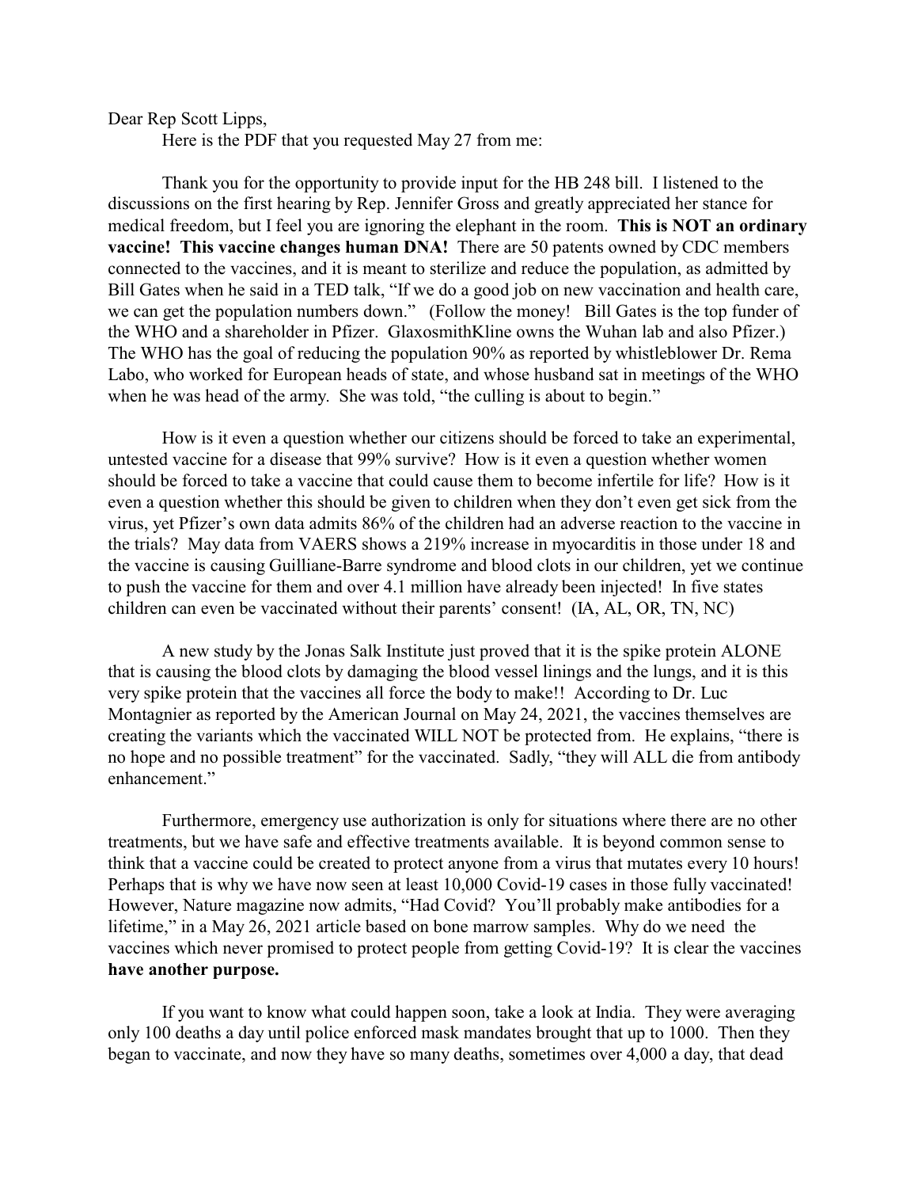Dear Rep Scott Lipps,

Here is the PDF that you requested May 27 from me:

Thank you for the opportunity to provide input for the HB 248 bill. I listened to the discussions on the first hearing by Rep. Jennifer Gross and greatly appreciated her stance for medical freedom, but I feel you are ignoring the elephant in the room. **This is NOT an ordinary vaccine! This vaccine changes human DNA!** There are 50 patents owned by CDC members connected to the vaccines, and it is meant to sterilize and reduce the population, as admitted by Bill Gates when he said in a TED talk, "If we do a good job on new vaccination and health care, we can get the population numbers down." (Follow the money! Bill Gates is the top funder of the WHO and a shareholder in Pfizer. GlaxosmithKline owns the Wuhan lab and also Pfizer.) The WHO has the goal of reducing the population 90% as reported by whistleblower Dr. Rema Labo, who worked for European heads of state, and whose husband sat in meetings of the WHO when he was head of the army. She was told, "the culling is about to begin."

How is it even a question whether our citizens should be forced to take an experimental, untested vaccine for a disease that 99% survive? How is it even a question whether women should be forced to take a vaccine that could cause them to become infertile for life? How is it even a question whether this should be given to children when they don't even get sick from the virus, yet Pfizer's own data admits 86% of the children had an adverse reaction to the vaccine in the trials? May data from VAERS shows a 219% increase in myocarditis in those under 18 and the vaccine is causing Guilliane-Barre syndrome and blood clots in our children, yet we continue to push the vaccine for them and over 4.1 million have already been injected! In five states children can even be vaccinated without their parents' consent! (IA, AL, OR, TN, NC)

A new study by the Jonas Salk Institute just proved that it is the spike protein ALONE that is causing the blood clots by damaging the blood vessel linings and the lungs, and it is this very spike protein that the vaccines all force the body to make!! According to Dr. Luc Montagnier as reported by the American Journal on May 24, 2021, the vaccines themselves are creating the variants which the vaccinated WILL NOT be protected from. He explains, "there is no hope and no possible treatment" for the vaccinated. Sadly, "they will ALL die from antibody enhancement."

Furthermore, emergency use authorization is only for situations where there are no other treatments, but we have safe and effective treatments available. It is beyond common sense to think that a vaccine could be created to protect anyone from a virus that mutates every 10 hours! Perhaps that is why we have now seen at least 10,000 Covid-19 cases in those fully vaccinated! However, Nature magazine now admits, "Had Covid? You'll probably make antibodies for a lifetime," in a May 26, 2021 article based on bone marrow samples. Why do we need the vaccines which never promised to protect people from getting Covid-19? It is clear the vaccines **have another purpose.**

If you want to know what could happen soon, take a look at India. They were averaging only 100 deaths a day until police enforced mask mandates brought that up to 1000. Then they began to vaccinate, and now they have so many deaths, sometimes over 4,000 a day, that dead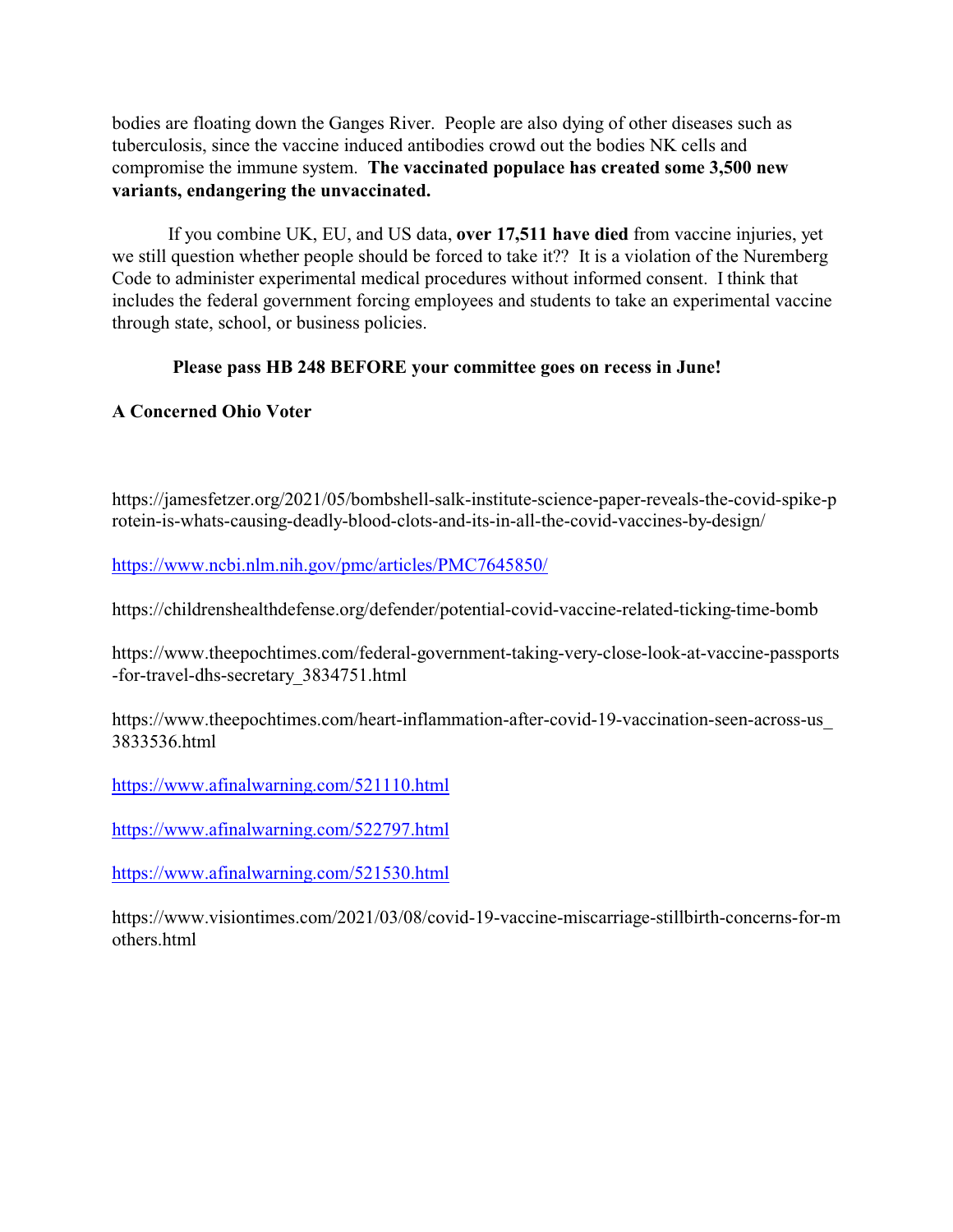bodies are floating down the Ganges River. People are also dying of other diseases such as tuberculosis, since the vaccine induced antibodies crowd out the bodies NK cells and compromise the immune system. **The vaccinated populace has created some 3,500 new variants, endangering the unvaccinated.**

If you combine UK, EU, and US data, **over 17,511 have died** from vaccine injuries, yet we still question whether people should be forced to take it?? It is a violation of the Nuremberg Code to administer experimental medical procedures without informed consent. I think that includes the federal government forcing employees and students to take an experimental vaccine through state, school, or business policies.

**Please pass HB 248 BEFORE your committee goes on recess in June!**

**A Concerned Ohio Voter**

https://jamesfetzer.org/2021/05/bombshell-salk-institute-science-paper-reveals-the-covid-spike-protein-is-whats-causing-deadly-blood-clots-and-its-in-all-the-covid-vaccines-by-design/

https://www.ncbi.nlm.nih.gov/pmc/articles/PMC7645850/

https://childrenshealthdefense.org/defender/potential-covid-vaccine-related-ticking-time-bomb

https://www.theepochtimes.com/federal-government-taking-very-close-look-at-vaccine-passports-for-travel-dhs-secretary_3834751.html

https://www.theepochtimes.com/heart-inflammation-after-covid-19-vaccination-seen-across-us_3833536.html

https://www.afinalwarning.com/521110.html

https://www.afinalwarning.com/522797.html

https://www.afinalwarning.com/521530.html

https://www.visiontimes.com/2021/03/08/covid-19-vaccine-miscarriage-stillbirth-concerns-for-mothers.html